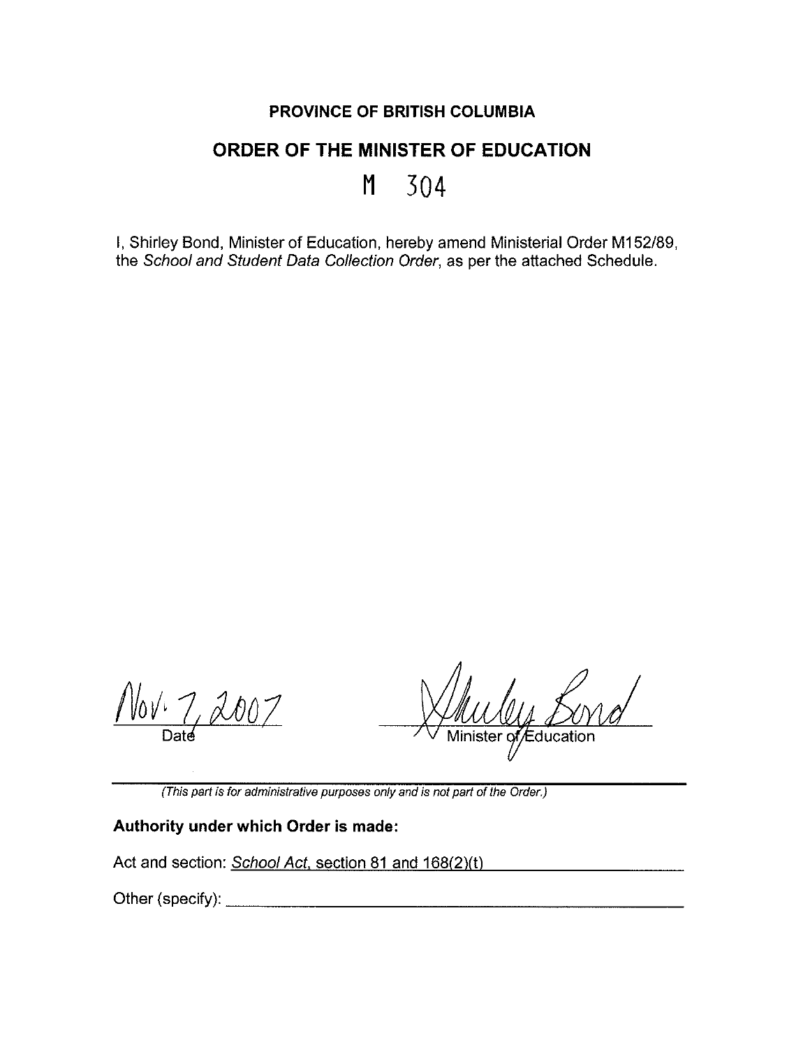**PROVINCE OF BRITISH COLUMBIA**

**ORDER OF THE MINISTER OF EDUCATION**

M 304

I, Shirley Bond, Minister of Education, hereby amend Ministerial Order M152/89, the *School and Student Data Collection Order*, as per the attached Schedule.

Nov. 7, 2007
Date

Shirley Bond
Minister of Education

---

*(This part is for administrative purposes only and is not part of the Order.)*

**Authority under which Order is made:**

Act and section: *School Act*, section 81 and 168(2)(t)

Other (specify): \_\_\_\_\_\_\_\_\_\_\_\_\_\_\_\_\_\_\_\_\_\_\_\_\_\_\_\_\_\_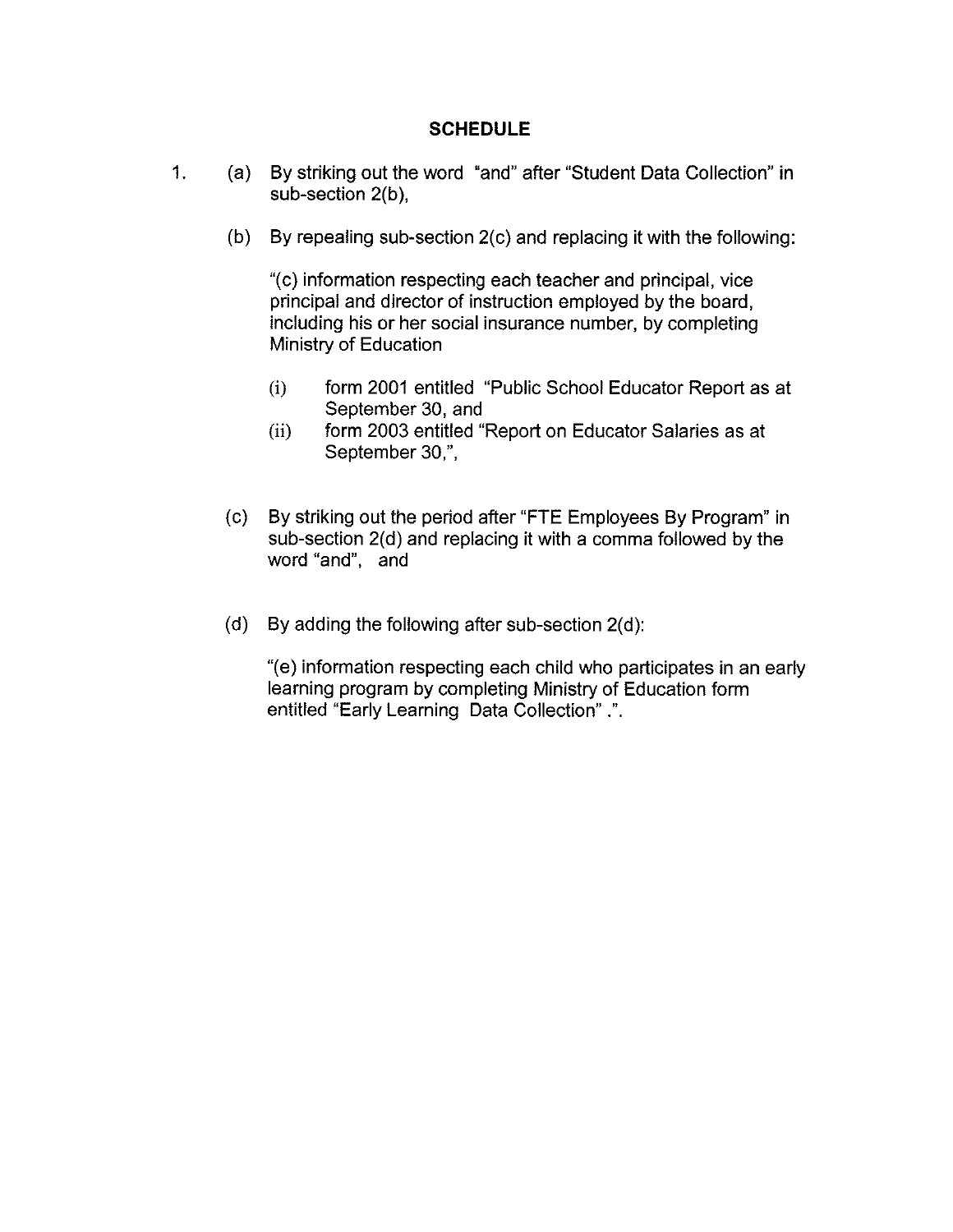## SCHEDULE

1. (a) By striking out the word "and" after "Student Data Collection" in sub-section 2(b),

   (b) By repealing sub-section 2(c) and replacing it with the following:

   "(c) information respecting each teacher and principal, vice principal and director of instruction employed by the board, including his or her social insurance number, by completing Ministry of Education

   (i) form 2001 entitled "Public School Educator Report as at September 30, and
   (ii) form 2003 entitled "Report on Educator Salaries as at September 30,",

   (c) By striking out the period after "FTE Employees By Program" in sub-section 2(d) and replacing it with a comma followed by the word "and", and

   (d) By adding the following after sub-section 2(d):

   "(e) information respecting each child who participates in an early learning program by completing Ministry of Education form entitled "Early Learning Data Collection" .".